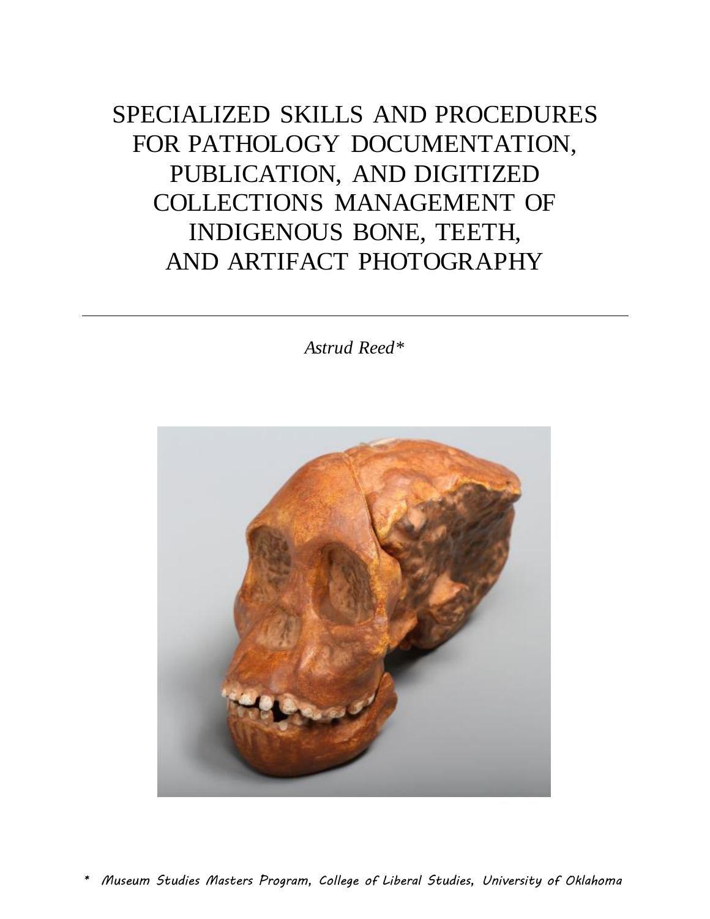# SPECIALIZED SKILLS AND PROCEDURES FOR PATHOLOGY DOCUMENTATION, PUBLICATION, AND DIGITIZED COLLECTIONS MANAGEMENT OF INDIGENOUS BONE, TEETH, AND ARTIFACT PHOTOGRAPHY

---

*Astrud Reed**

\* *Museum Studies Masters Program, College of Liberal Studies, University of Oklahoma*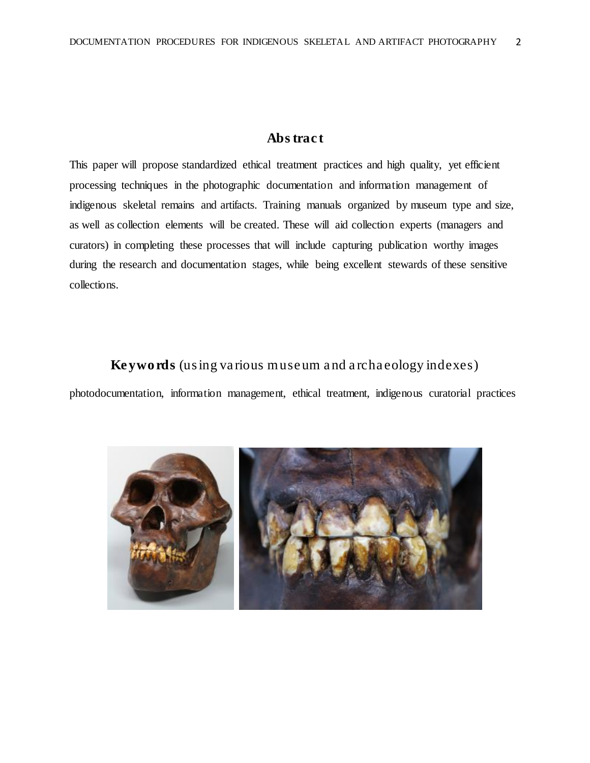## Abstract

This paper will propose standardized ethical treatment practices and high quality, yet efficient processing techniques in the photographic documentation and information management of indigenous skeletal remains and artifacts. Training manuals organized by museum type and size, as well as collection elements will be created. These will aid collection experts (managers and curators) in completing these processes that will include capturing publication worthy images during the research and documentation stages, while being excellent stewards of these sensitive collections.

## Keywords (using various museum and archaeology indexes)

photodocumentation, information management, ethical treatment, indigenous curatorial practices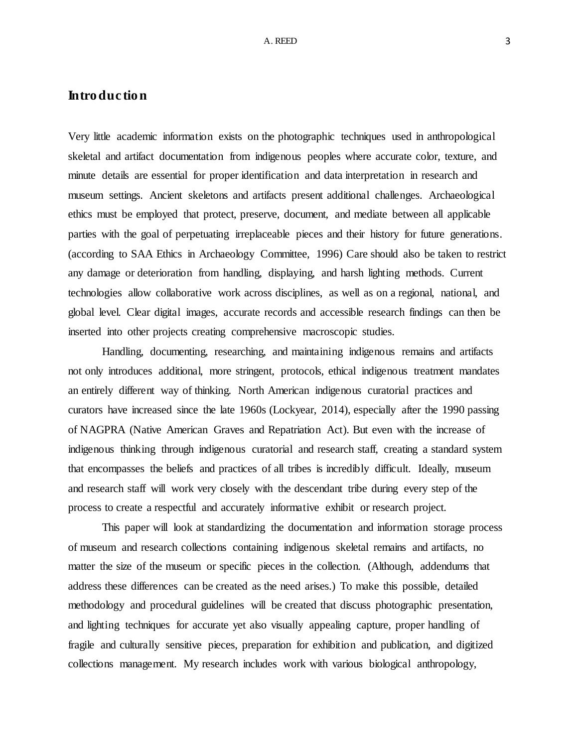## Introduction

Very little academic information exists on the photographic techniques used in anthropological skeletal and artifact documentation from indigenous peoples where accurate color, texture, and minute details are essential for proper identification and data interpretation in research and museum settings. Ancient skeletons and artifacts present additional challenges. Archaeological ethics must be employed that protect, preserve, document, and mediate between all applicable parties with the goal of perpetuating irreplaceable pieces and their history for future generations. (according to SAA Ethics in Archaeology Committee, 1996) Care should also be taken to restrict any damage or deterioration from handling, displaying, and harsh lighting methods. Current technologies allow collaborative work across disciplines, as well as on a regional, national, and global level. Clear digital images, accurate records and accessible research findings can then be inserted into other projects creating comprehensive macroscopic studies.

Handling, documenting, researching, and maintaining indigenous remains and artifacts not only introduces additional, more stringent, protocols, ethical indigenous treatment mandates an entirely different way of thinking. North American indigenous curatorial practices and curators have increased since the late 1960s (Lockyear, 2014), especially after the 1990 passing of NAGPRA (Native American Graves and Repatriation Act). But even with the increase of indigenous thinking through indigenous curatorial and research staff, creating a standard system that encompasses the beliefs and practices of all tribes is incredibly difficult. Ideally, museum and research staff will work very closely with the descendant tribe during every step of the process to create a respectful and accurately informative exhibit or research project.

This paper will look at standardizing the documentation and information storage process of museum and research collections containing indigenous skeletal remains and artifacts, no matter the size of the museum or specific pieces in the collection. (Although, addendums that address these differences can be created as the need arises.) To make this possible, detailed methodology and procedural guidelines will be created that discuss photographic presentation, and lighting techniques for accurate yet also visually appealing capture, proper handling of fragile and culturally sensitive pieces, preparation for exhibition and publication, and digitized collections management. My research includes work with various biological anthropology,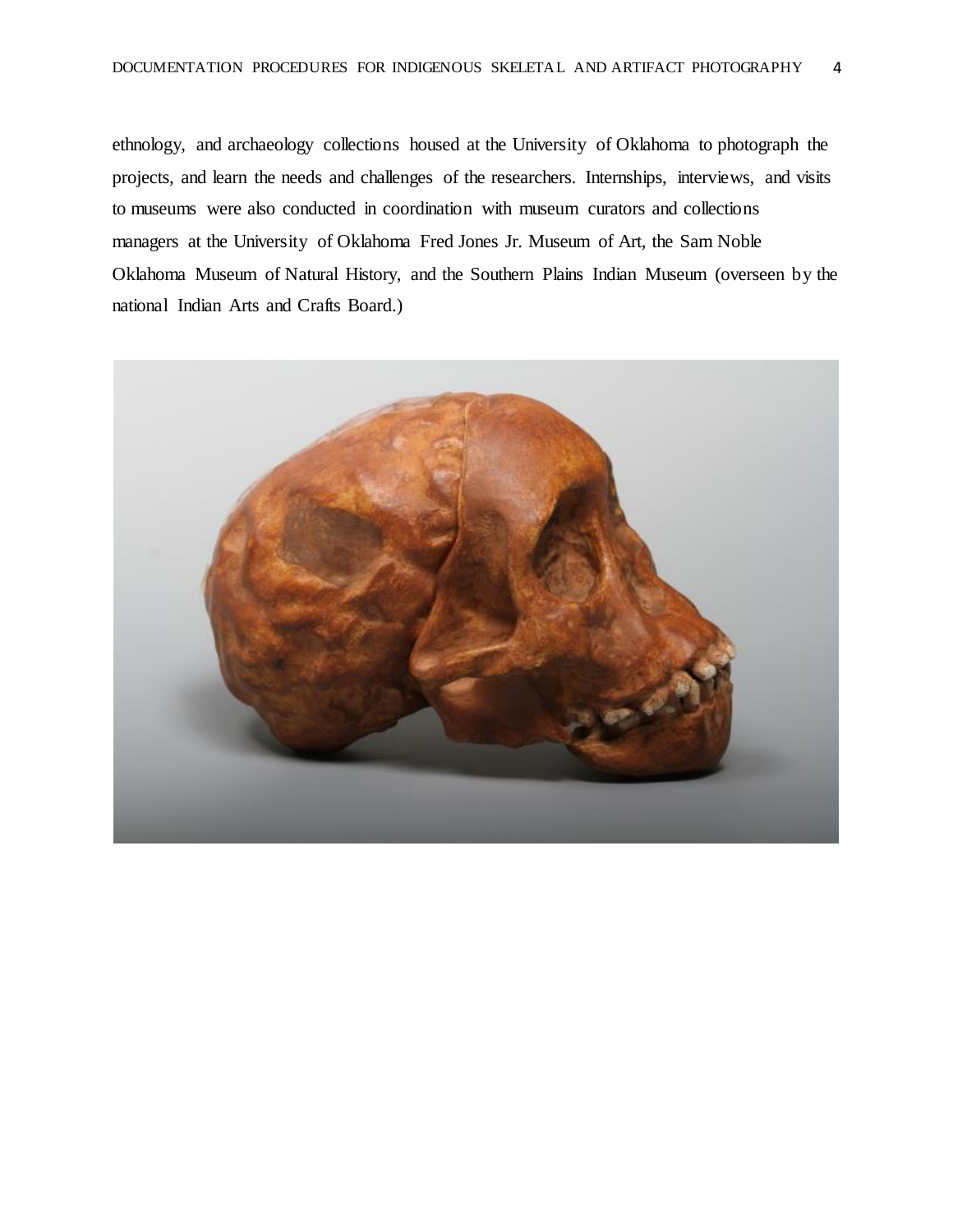ethnology, and archaeology collections housed at the University of Oklahoma to photograph the projects, and learn the needs and challenges of the researchers. Internships, interviews, and visits to museums were also conducted in coordination with museum curators and collections managers at the University of Oklahoma Fred Jones Jr. Museum of Art, the Sam Noble Oklahoma Museum of Natural History, and the Southern Plains Indian Museum (overseen by the national Indian Arts and Crafts Board.)